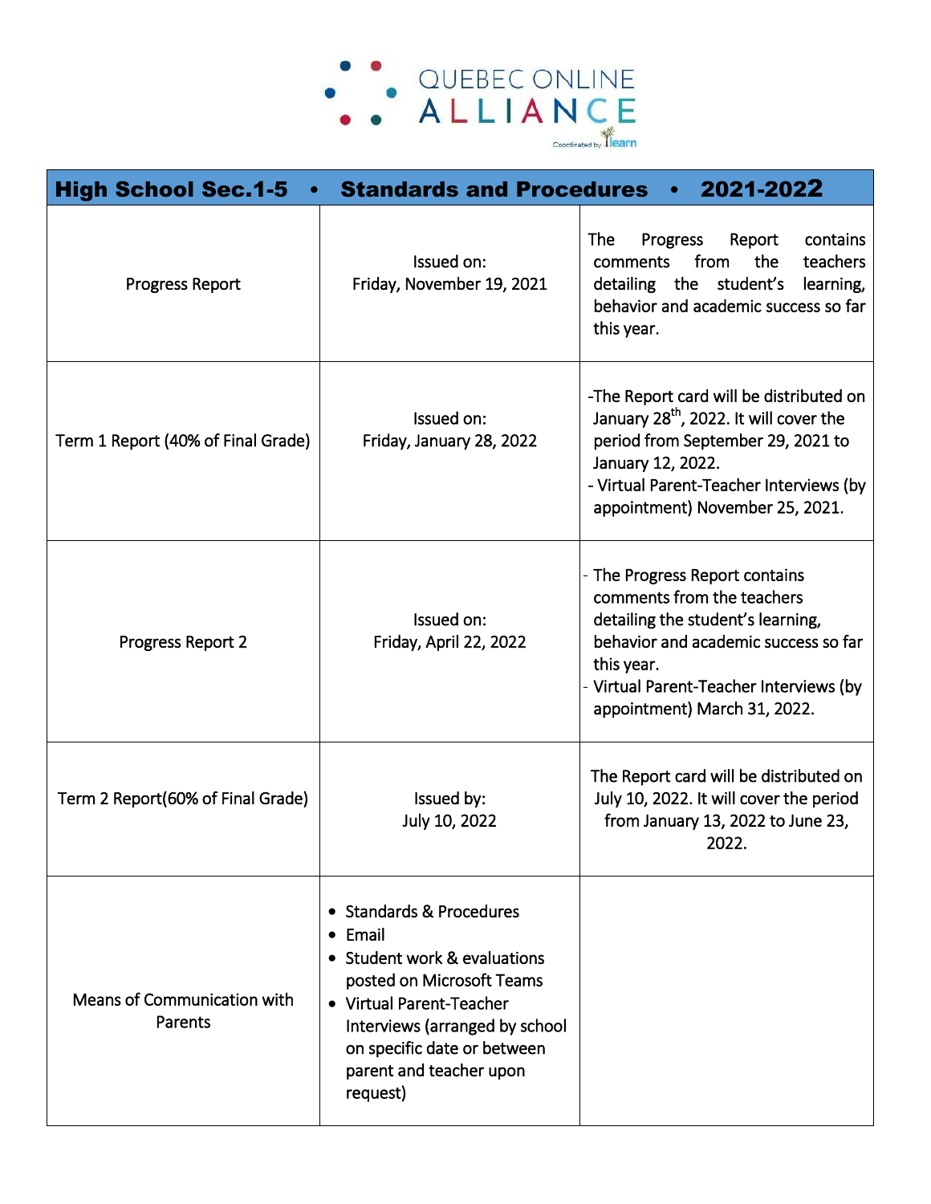QUEBEC ONLINE ALLIANCE

Coordinated by LEARN

| High School Sec.1-5 • Standards and Procedures • 2021-2022 | | |
|---|---|---|
| Progress Report | Issued on: Friday, November 19, 2021 | The Progress Report contains comments from the teachers detailing the student's learning, behavior and academic success so far this year. |
| Term 1 Report (40% of Final Grade) | Issued on: Friday, January 28, 2022 | -The Report card will be distributed on January 28th, 2022. It will cover the period from September 29, 2021 to January 12, 2022.<br>- Virtual Parent-Teacher Interviews (by appointment) November 25, 2021. |
| Progress Report 2 | Issued on: Friday, April 22, 2022 | - The Progress Report contains comments from the teachers detailing the student's learning, behavior and academic success so far this year.<br>- Virtual Parent-Teacher Interviews (by appointment) March 31, 2022. |
| Term 2 Report(60% of Final Grade) | Issued by: July 10, 2022 | The Report card will be distributed on July 10, 2022. It will cover the period from January 13, 2022 to June 23, 2022. |
| Means of Communication with Parents | • Standards & Procedures<br>• Email<br>• Student work & evaluations posted on Microsoft Teams<br>• Virtual Parent-Teacher Interviews (arranged by school on specific date or between parent and teacher upon request) | |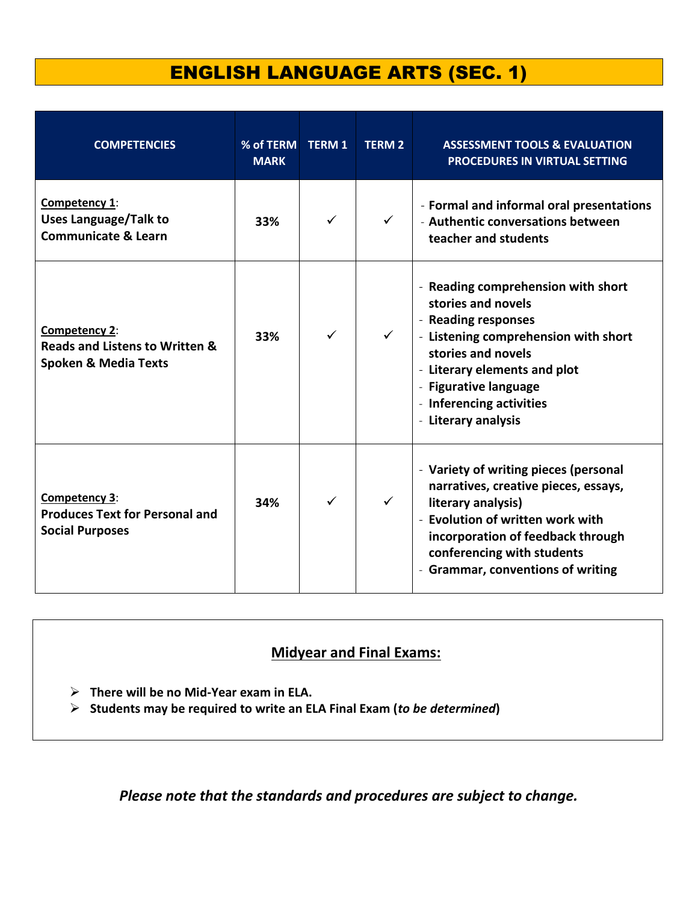# ENGLISH LANGUAGE ARTS (SEC. 1)

| COMPETENCIES | % of TERM MARK | TERM 1 | TERM 2 | ASSESSMENT TOOLS & EVALUATION PROCEDURES IN VIRTUAL SETTING |
|---|---|---|---|---|
| **Competency 1**: **Uses Language/Talk to Communicate & Learn** | **33%** | ✓ | ✓ | - **Formal and informal oral presentations**<br>- **Authentic conversations between teacher and students** |
| **Competency 2**: **Reads and Listens to Written & Spoken & Media Texts** | **33%** | ✓ | ✓ | - **Reading comprehension with short stories and novels**<br>- **Reading responses**<br>- **Listening comprehension with short stories and novels**<br>- **Literary elements and plot**<br>- **Figurative language**<br>- **Inferencing activities**<br>- **Literary analysis** |
| **Competency 3**: **Produces Text for Personal and Social Purposes** | **34%** | ✓ | ✓ | - **Variety of writing pieces (personal narratives, creative pieces, essays, literary analysis)**<br>- **Evolution of written work with incorporation of feedback through conferencing with students**<br>- **Grammar, conventions of writing** |

## Midyear and Final Exams:

- **There will be no Mid-Year exam in ELA.**
- **Students may be required to write an ELA Final Exam (*to be determined*)**

***Please note that the standards and procedures are subject to change.***